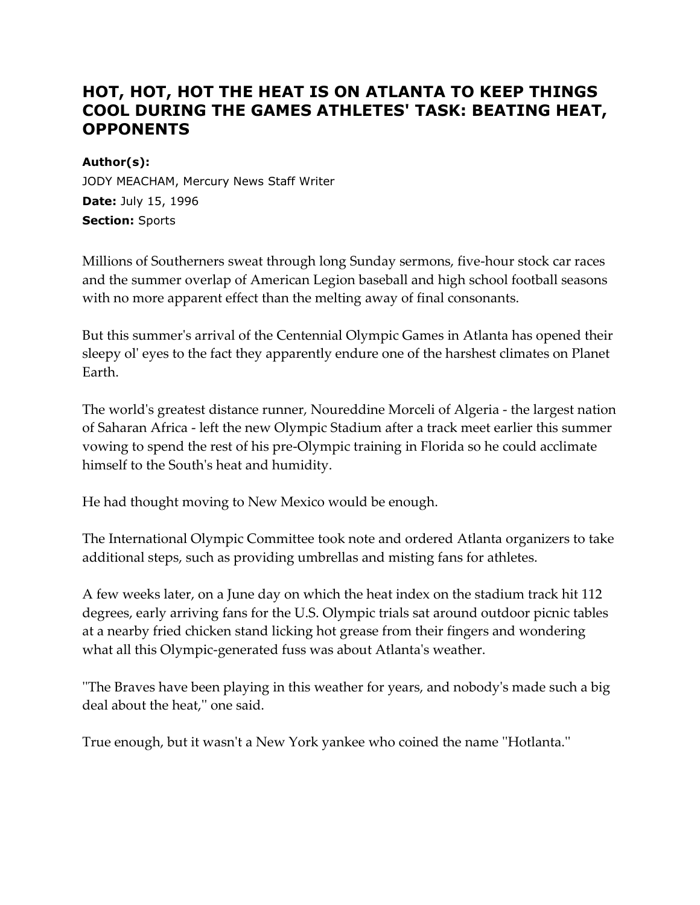# HOT, HOT, HOT THE HEAT IS ON ATLANTA TO KEEP THINGS COOL DURING THE GAMES ATHLETES' TASK: BEATING HEAT, OPPONENTS

**Author(s):**
JODY MEACHAM, Mercury News Staff Writer
**Date:** July 15, 1996
**Section:** Sports

Millions of Southerners sweat through long Sunday sermons, five-hour stock car races and the summer overlap of American Legion baseball and high school football seasons with no more apparent effect than the melting away of final consonants.

But this summer's arrival of the Centennial Olympic Games in Atlanta has opened their sleepy ol' eyes to the fact they apparently endure one of the harshest climates on Planet Earth.

The world's greatest distance runner, Noureddine Morceli of Algeria - the largest nation of Saharan Africa - left the new Olympic Stadium after a track meet earlier this summer vowing to spend the rest of his pre-Olympic training in Florida so he could acclimate himself to the South's heat and humidity.

He had thought moving to New Mexico would be enough.

The International Olympic Committee took note and ordered Atlanta organizers to take additional steps, such as providing umbrellas and misting fans for athletes.

A few weeks later, on a June day on which the heat index on the stadium track hit 112 degrees, early arriving fans for the U.S. Olympic trials sat around outdoor picnic tables at a nearby fried chicken stand licking hot grease from their fingers and wondering what all this Olympic-generated fuss was about Atlanta's weather.

''The Braves have been playing in this weather for years, and nobody's made such a big deal about the heat,'' one said.

True enough, but it wasn't a New York yankee who coined the name ''Hotlanta.''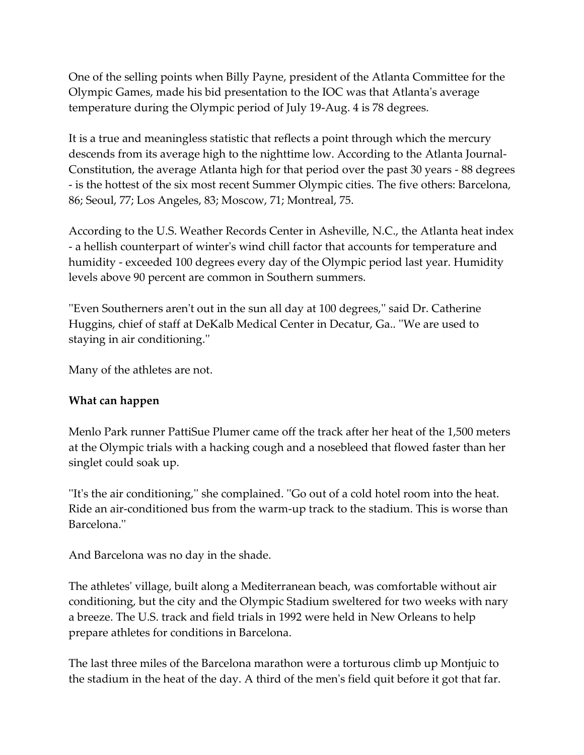One of the selling points when Billy Payne, president of the Atlanta Committee for the Olympic Games, made his bid presentation to the IOC was that Atlanta's average temperature during the Olympic period of July 19-Aug. 4 is 78 degrees.

It is a true and meaningless statistic that reflects a point through which the mercury descends from its average high to the nighttime low. According to the Atlanta Journal-Constitution, the average Atlanta high for that period over the past 30 years - 88 degrees - is the hottest of the six most recent Summer Olympic cities. The five others: Barcelona, 86; Seoul, 77; Los Angeles, 83; Moscow, 71; Montreal, 75.

According to the U.S. Weather Records Center in Asheville, N.C., the Atlanta heat index - a hellish counterpart of winter's wind chill factor that accounts for temperature and humidity - exceeded 100 degrees every day of the Olympic period last year. Humidity levels above 90 percent are common in Southern summers.

''Even Southerners aren't out in the sun all day at 100 degrees,'' said Dr. Catherine Huggins, chief of staff at DeKalb Medical Center in Decatur, Ga.. ''We are used to staying in air conditioning.''

Many of the athletes are not.

**What can happen**

Menlo Park runner PattiSue Plumer came off the track after her heat of the 1,500 meters at the Olympic trials with a hacking cough and a nosebleed that flowed faster than her singlet could soak up.

''It's the air conditioning,'' she complained. ''Go out of a cold hotel room into the heat. Ride an air-conditioned bus from the warm-up track to the stadium. This is worse than Barcelona.''

And Barcelona was no day in the shade.

The athletes' village, built along a Mediterranean beach, was comfortable without air conditioning, but the city and the Olympic Stadium sweltered for two weeks with nary a breeze. The U.S. track and field trials in 1992 were held in New Orleans to help prepare athletes for conditions in Barcelona.

The last three miles of the Barcelona marathon were a torturous climb up Montjuic to the stadium in the heat of the day. A third of the men's field quit before it got that far.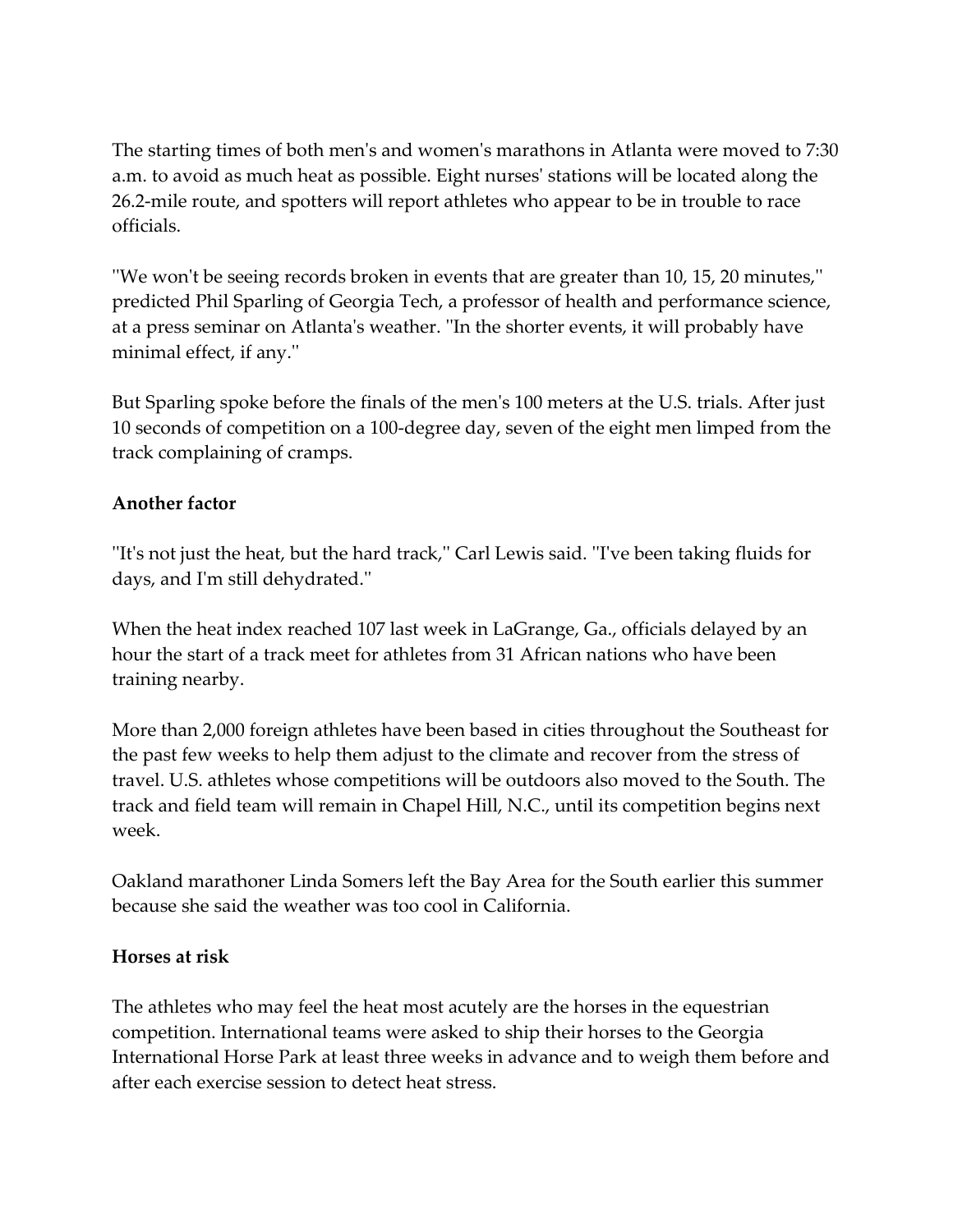The starting times of both men's and women's marathons in Atlanta were moved to 7:30 a.m. to avoid as much heat as possible. Eight nurses' stations will be located along the 26.2-mile route, and spotters will report athletes who appear to be in trouble to race officials.

''We won't be seeing records broken in events that are greater than 10, 15, 20 minutes,'' predicted Phil Sparling of Georgia Tech, a professor of health and performance science, at a press seminar on Atlanta's weather. ''In the shorter events, it will probably have minimal effect, if any.''

But Sparling spoke before the finals of the men's 100 meters at the U.S. trials. After just 10 seconds of competition on a 100-degree day, seven of the eight men limped from the track complaining of cramps.

**Another factor**

''It's not just the heat, but the hard track,'' Carl Lewis said. ''I've been taking fluids for days, and I'm still dehydrated.''

When the heat index reached 107 last week in LaGrange, Ga., officials delayed by an hour the start of a track meet for athletes from 31 African nations who have been training nearby.

More than 2,000 foreign athletes have been based in cities throughout the Southeast for the past few weeks to help them adjust to the climate and recover from the stress of travel. U.S. athletes whose competitions will be outdoors also moved to the South. The track and field team will remain in Chapel Hill, N.C., until its competition begins next week.

Oakland marathoner Linda Somers left the Bay Area for the South earlier this summer because she said the weather was too cool in California.

**Horses at risk**

The athletes who may feel the heat most acutely are the horses in the equestrian competition. International teams were asked to ship their horses to the Georgia International Horse Park at least three weeks in advance and to weigh them before and after each exercise session to detect heat stress.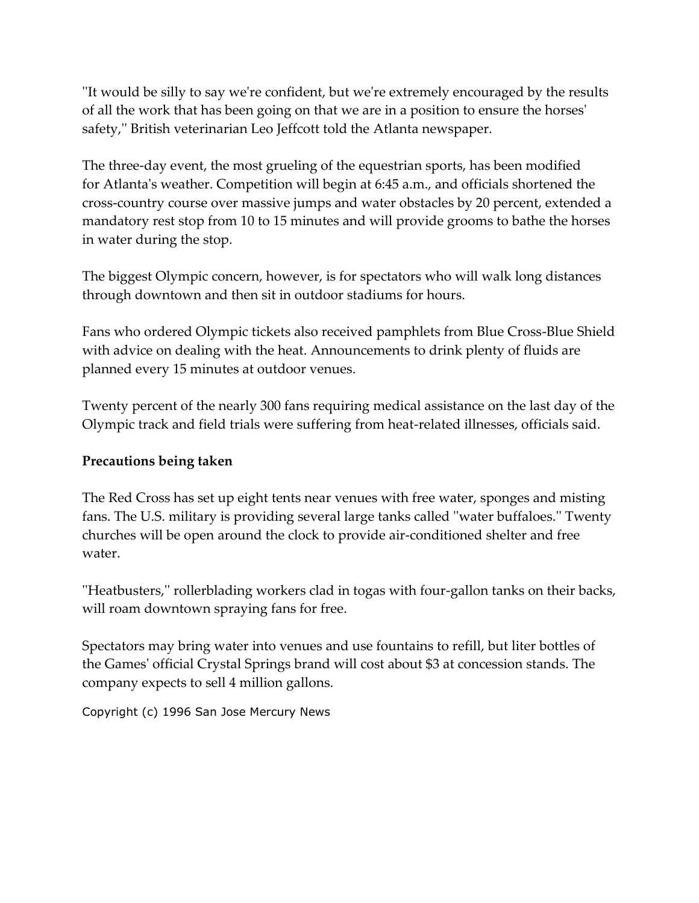''It would be silly to say we're confident, but we're extremely encouraged by the results of all the work that has been going on that we are in a position to ensure the horses' safety,'' British veterinarian Leo Jeffcott told the Atlanta newspaper.

The three-day event, the most grueling of the equestrian sports, has been modified for Atlanta's weather. Competition will begin at 6:45 a.m., and officials shortened the cross-country course over massive jumps and water obstacles by 20 percent, extended a mandatory rest stop from 10 to 15 minutes and will provide grooms to bathe the horses in water during the stop.

The biggest Olympic concern, however, is for spectators who will walk long distances through downtown and then sit in outdoor stadiums for hours.

Fans who ordered Olympic tickets also received pamphlets from Blue Cross-Blue Shield with advice on dealing with the heat. Announcements to drink plenty of fluids are planned every 15 minutes at outdoor venues.

Twenty percent of the nearly 300 fans requiring medical assistance on the last day of the Olympic track and field trials were suffering from heat-related illnesses, officials said.

**Precautions being taken**

The Red Cross has set up eight tents near venues with free water, sponges and misting fans. The U.S. military is providing several large tanks called ''water buffaloes.'' Twenty churches will be open around the clock to provide air-conditioned shelter and free water.

''Heatbusters,'' rollerblading workers clad in togas with four-gallon tanks on their backs, will roam downtown spraying fans for free.

Spectators may bring water into venues and use fountains to refill, but liter bottles of the Games' official Crystal Springs brand will cost about $3 at concession stands. The company expects to sell 4 million gallons.

Copyright (c) 1996 San Jose Mercury News